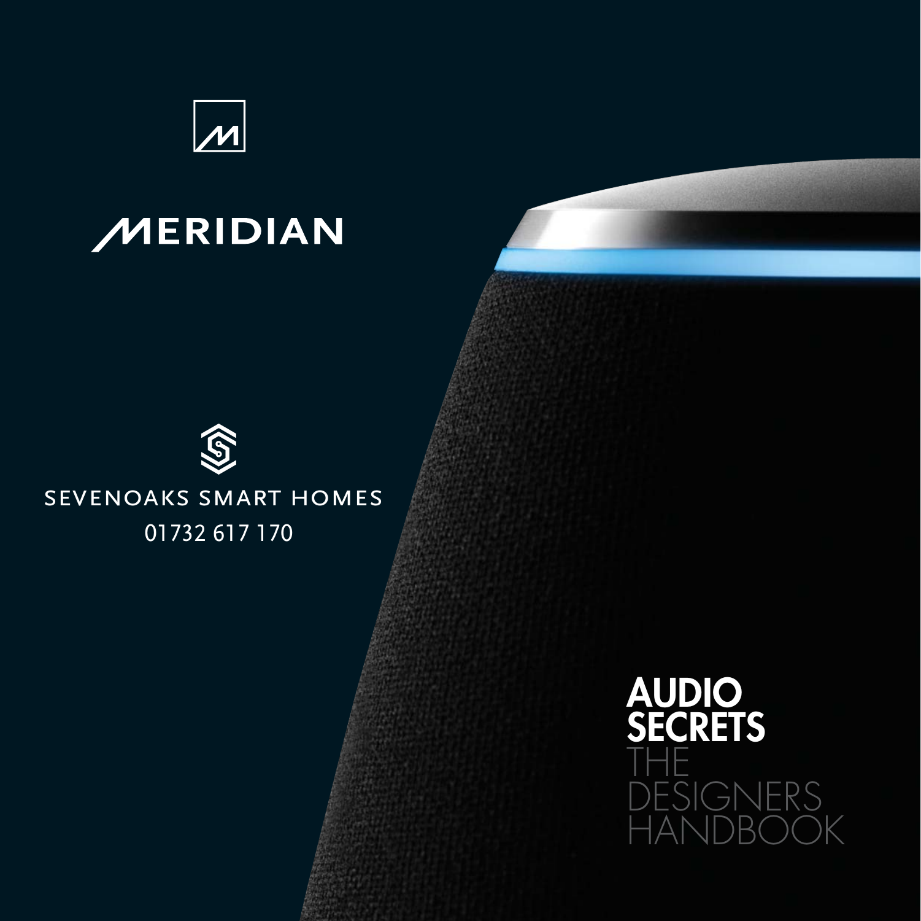MERIDIAN

SEVENOAKS SMART HOMES

01732 617 170

# AUDIO SECRETS

THE DESIGNERS HANDBOOK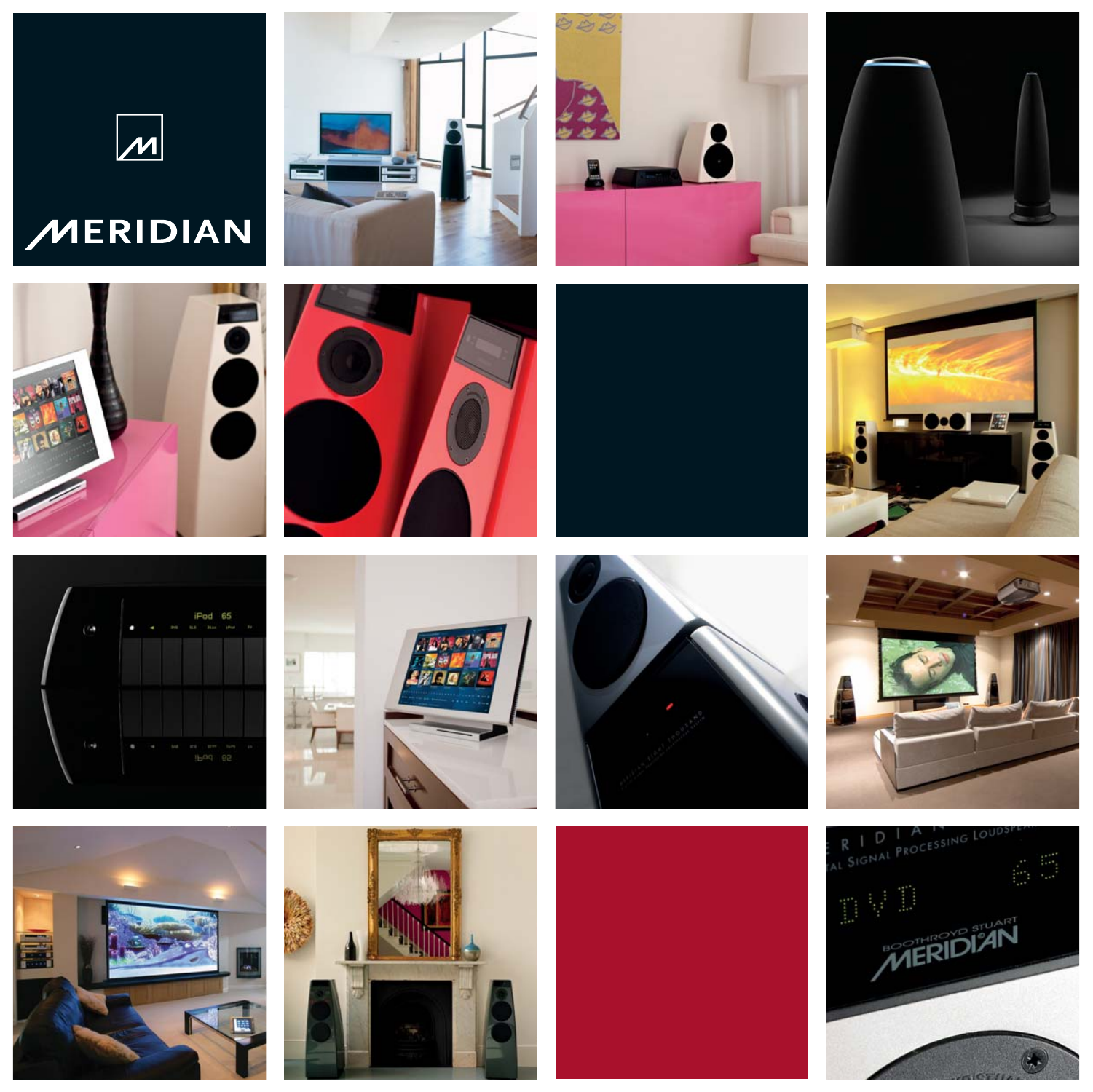MERIDIAN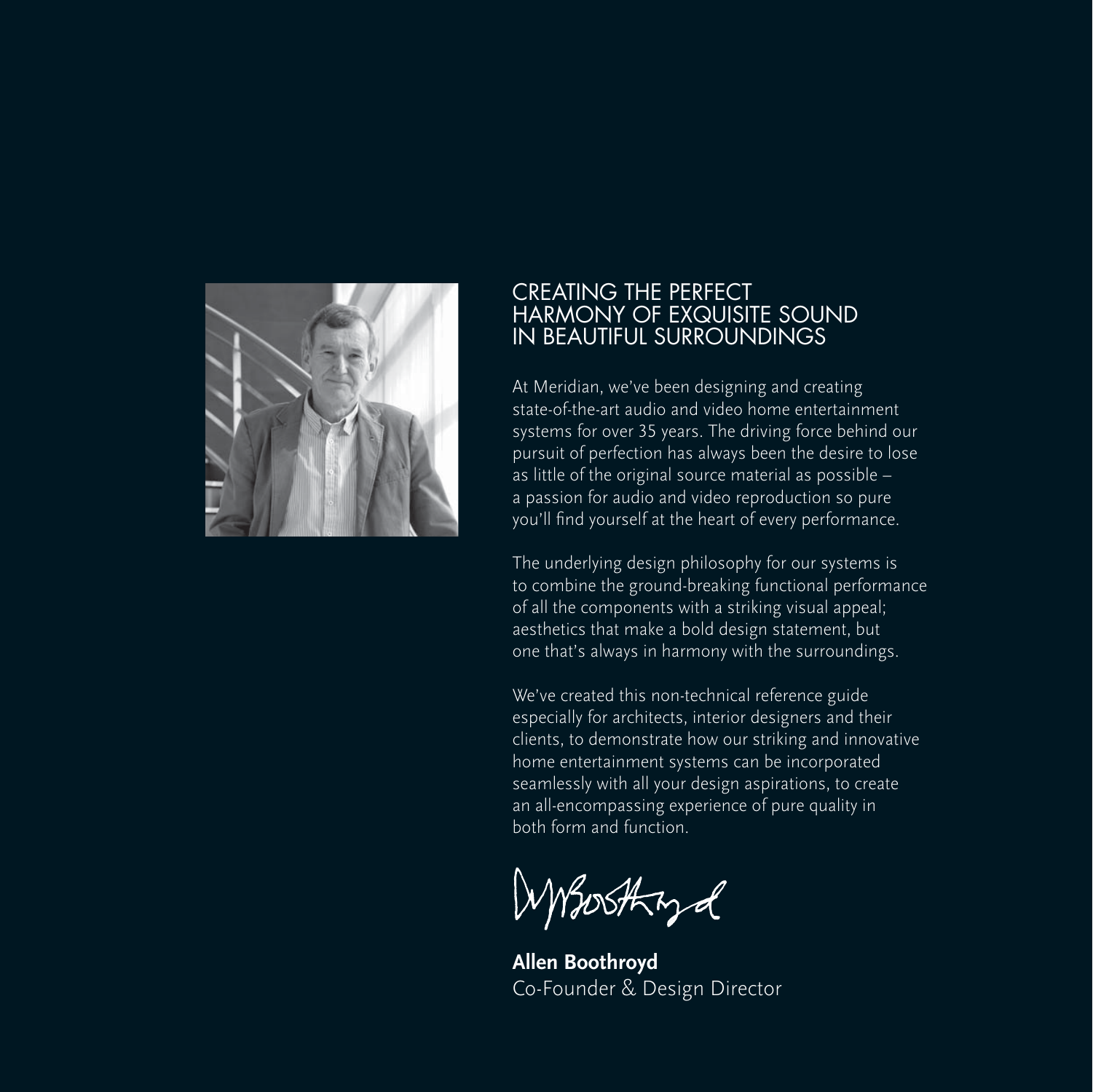# CREATING THE PERFECT HARMONY OF EXQUISITE SOUND IN BEAUTIFUL SURROUNDINGS

At Meridian, we've been designing and creating state-of-the-art audio and video home entertainment systems for over 35 years. The driving force behind our pursuit of perfection has always been the desire to lose as little of the original source material as possible – a passion for audio and video reproduction so pure you'll find yourself at the heart of every performance.

The underlying design philosophy for our systems is to combine the ground-breaking functional performance of all the components with a striking visual appeal; aesthetics that make a bold design statement, but one that's always in harmony with the surroundings.

We've created this non-technical reference guide especially for architects, interior designers and their clients, to demonstrate how our striking and innovative home entertainment systems can be incorporated seamlessly with all your design aspirations, to create an all-encompassing experience of pure quality in both form and function.

**Allen Boothroyd**
Co-Founder & Design Director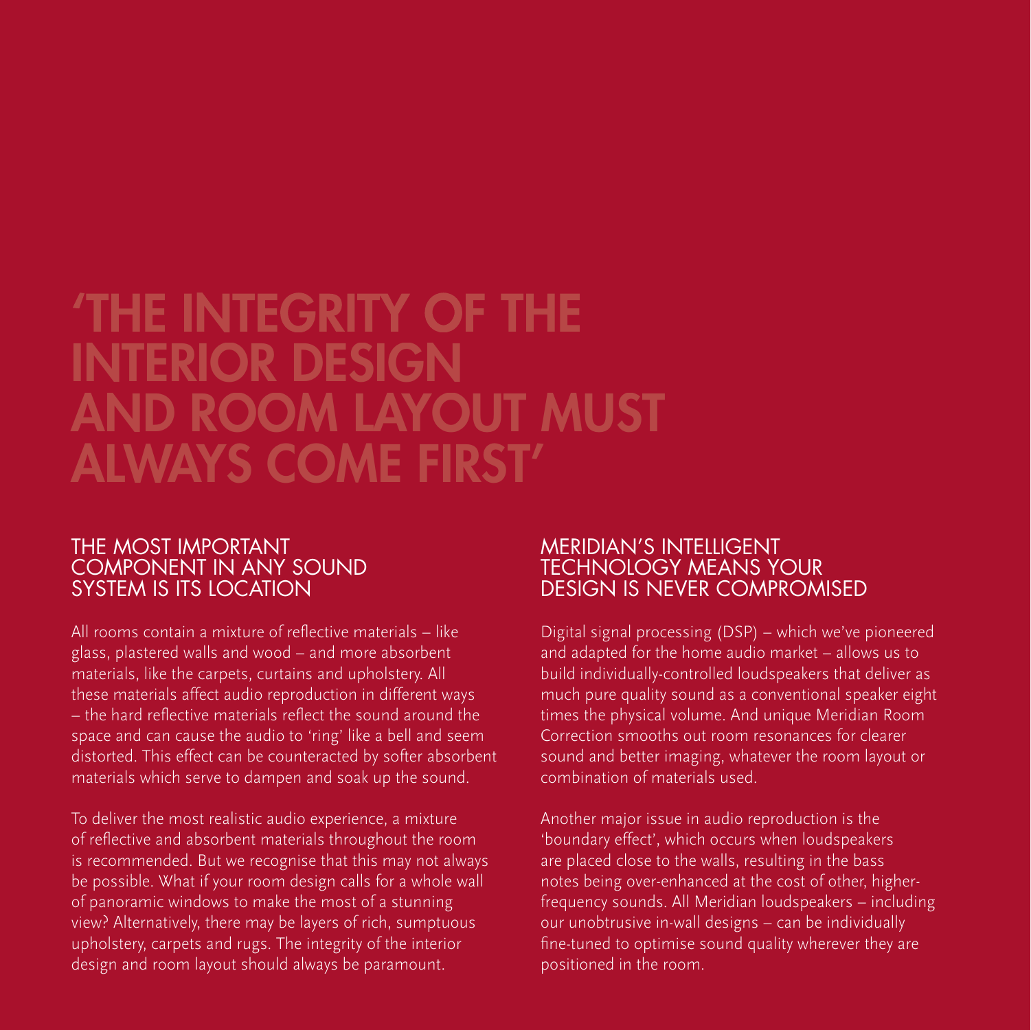# 'THE INTEGRITY OF THE INTERIOR DESIGN AND ROOM LAYOUT MUST ALWAYS COME FIRST'

## THE MOST IMPORTANT COMPONENT IN ANY SOUND SYSTEM IS ITS LOCATION

All rooms contain a mixture of reflective materials – like glass, plastered walls and wood – and more absorbent materials, like the carpets, curtains and upholstery. All these materials affect audio reproduction in different ways – the hard reflective materials reflect the sound around the space and can cause the audio to 'ring' like a bell and seem distorted. This effect can be counteracted by softer absorbent materials which serve to dampen and soak up the sound.

To deliver the most realistic audio experience, a mixture of reflective and absorbent materials throughout the room is recommended. But we recognise that this may not always be possible. What if your room design calls for a whole wall of panoramic windows to make the most of a stunning view? Alternatively, there may be layers of rich, sumptuous upholstery, carpets and rugs. The integrity of the interior design and room layout should always be paramount.

## MERIDIAN'S INTELLIGENT TECHNOLOGY MEANS YOUR DESIGN IS NEVER COMPROMISED

Digital signal processing (DSP) – which we've pioneered and adapted for the home audio market – allows us to build individually-controlled loudspeakers that deliver as much pure quality sound as a conventional speaker eight times the physical volume. And unique Meridian Room Correction smooths out room resonances for clearer sound and better imaging, whatever the room layout or combination of materials used.

Another major issue in audio reproduction is the 'boundary effect', which occurs when loudspeakers are placed close to the walls, resulting in the bass notes being over-enhanced at the cost of other, higher-frequency sounds. All Meridian loudspeakers – including our unobtrusive in-wall designs – can be individually fine-tuned to optimise sound quality wherever they are positioned in the room.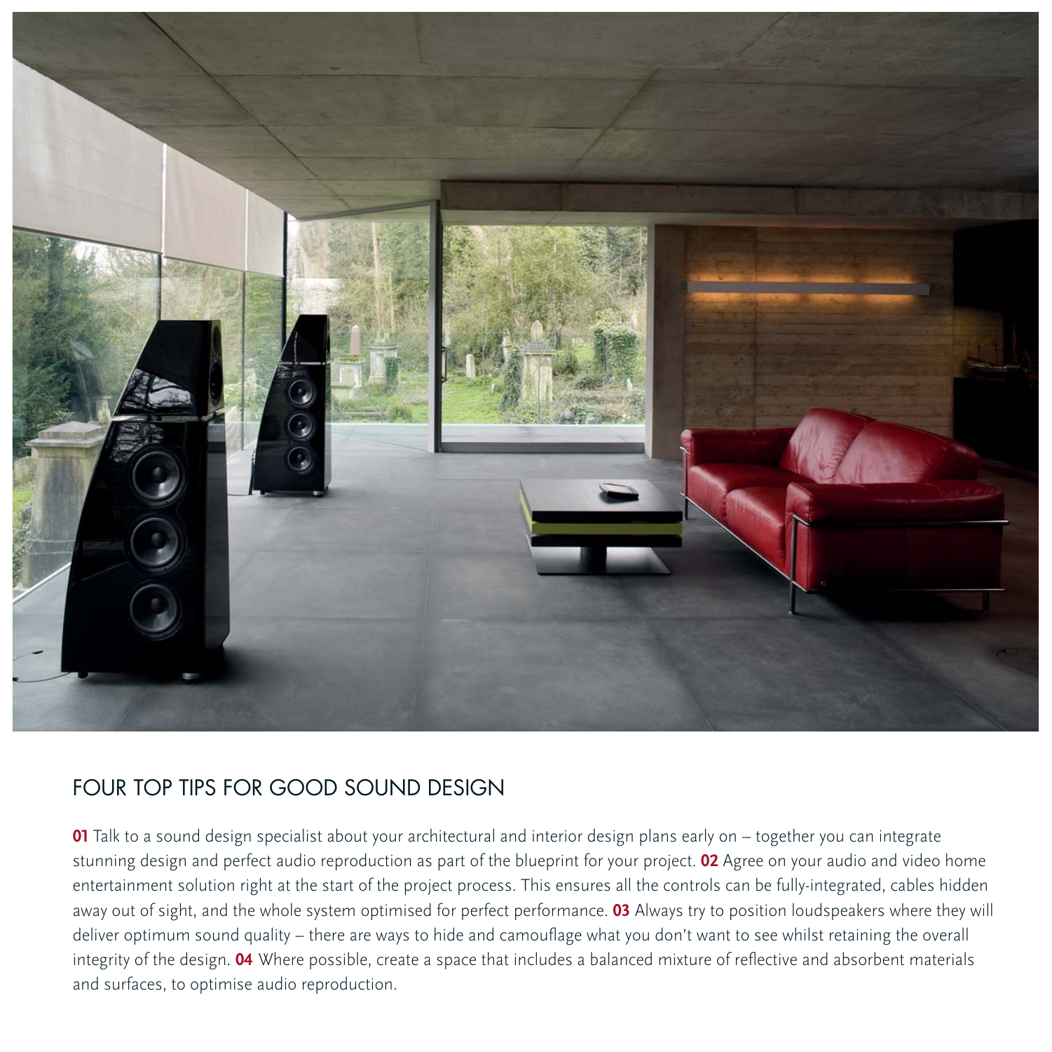## FOUR TOP TIPS FOR GOOD SOUND DESIGN

**01** Talk to a sound design specialist about your architectural and interior design plans early on – together you can integrate stunning design and perfect audio reproduction as part of the blueprint for your project. **02** Agree on your audio and video home entertainment solution right at the start of the project process. This ensures all the controls can be fully-integrated, cables hidden away out of sight, and the whole system optimised for perfect performance. **03** Always try to position loudspeakers where they will deliver optimum sound quality – there are ways to hide and camouflage what you don't want to see whilst retaining the overall integrity of the design. **04** Where possible, create a space that includes a balanced mixture of reflective and absorbent materials and surfaces, to optimise audio reproduction.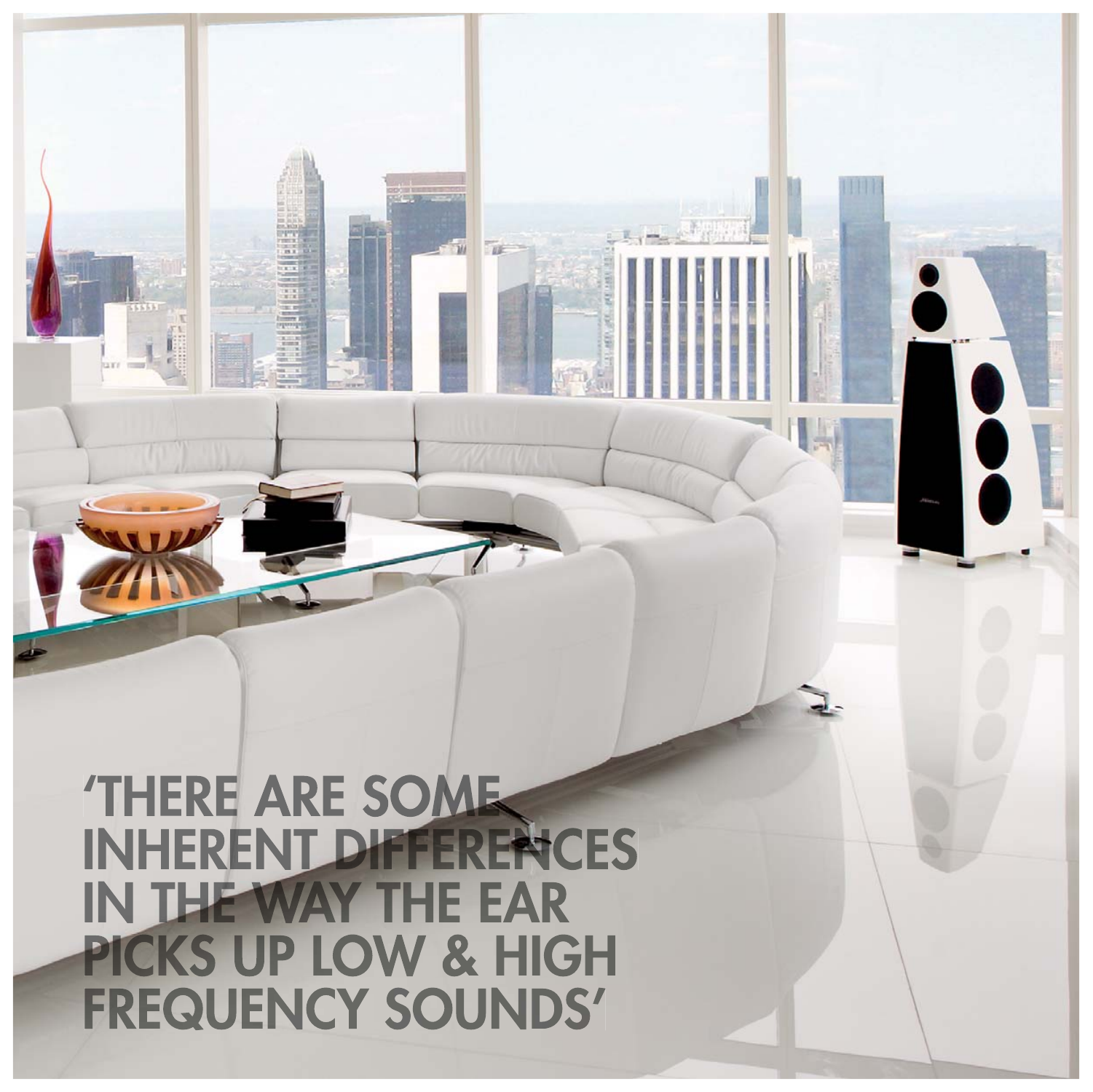'THERE ARE SOME INHERENT DIFFERENCES IN THE WAY THE EAR PICKS UP LOW & HIGH FREQUENCY SOUNDS'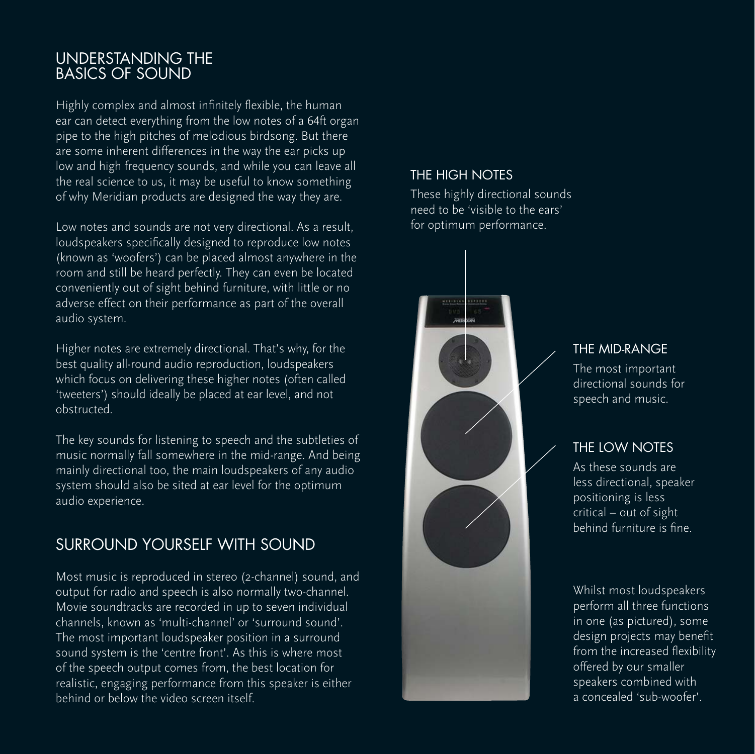## UNDERSTANDING THE BASICS OF SOUND

Highly complex and almost infinitely flexible, the human ear can detect everything from the low notes of a 64ft organ pipe to the high pitches of melodious birdsong. But there are some inherent differences in the way the ear picks up low and high frequency sounds, and while you can leave all the real science to us, it may be useful to know something of why Meridian products are designed the way they are.

Low notes and sounds are not very directional. As a result, loudspeakers specifically designed to reproduce low notes (known as 'woofers') can be placed almost anywhere in the room and still be heard perfectly. They can even be located conveniently out of sight behind furniture, with little or no adverse effect on their performance as part of the overall audio system.

Higher notes are extremely directional. That's why, for the best quality all-round audio reproduction, loudspeakers which focus on delivering these higher notes (often called 'tweeters') should ideally be placed at ear level, and not obstructed.

The key sounds for listening to speech and the subtleties of music normally fall somewhere in the mid-range. And being mainly directional too, the main loudspeakers of any audio system should also be sited at ear level for the optimum audio experience.

## SURROUND YOURSELF WITH SOUND

Most music is reproduced in stereo (2-channel) sound, and output for radio and speech is also normally two-channel. Movie soundtracks are recorded in up to seven individual channels, known as 'multi-channel' or 'surround sound'. The most important loudspeaker position in a surround sound system is the 'centre front'. As this is where most of the speech output comes from, the best location for realistic, engaging performance from this speaker is either behind or below the video screen itself.

### THE HIGH NOTES

These highly directional sounds need to be 'visible to the ears' for optimum performance.

### THE MID-RANGE

The most important directional sounds for speech and music.

### THE LOW NOTES

As these sounds are less directional, speaker positioning is less critical – out of sight behind furniture is fine.

Whilst most loudspeakers perform all three functions in one (as pictured), some design projects may benefit from the increased flexibility offered by our smaller speakers combined with a concealed 'sub-woofer'.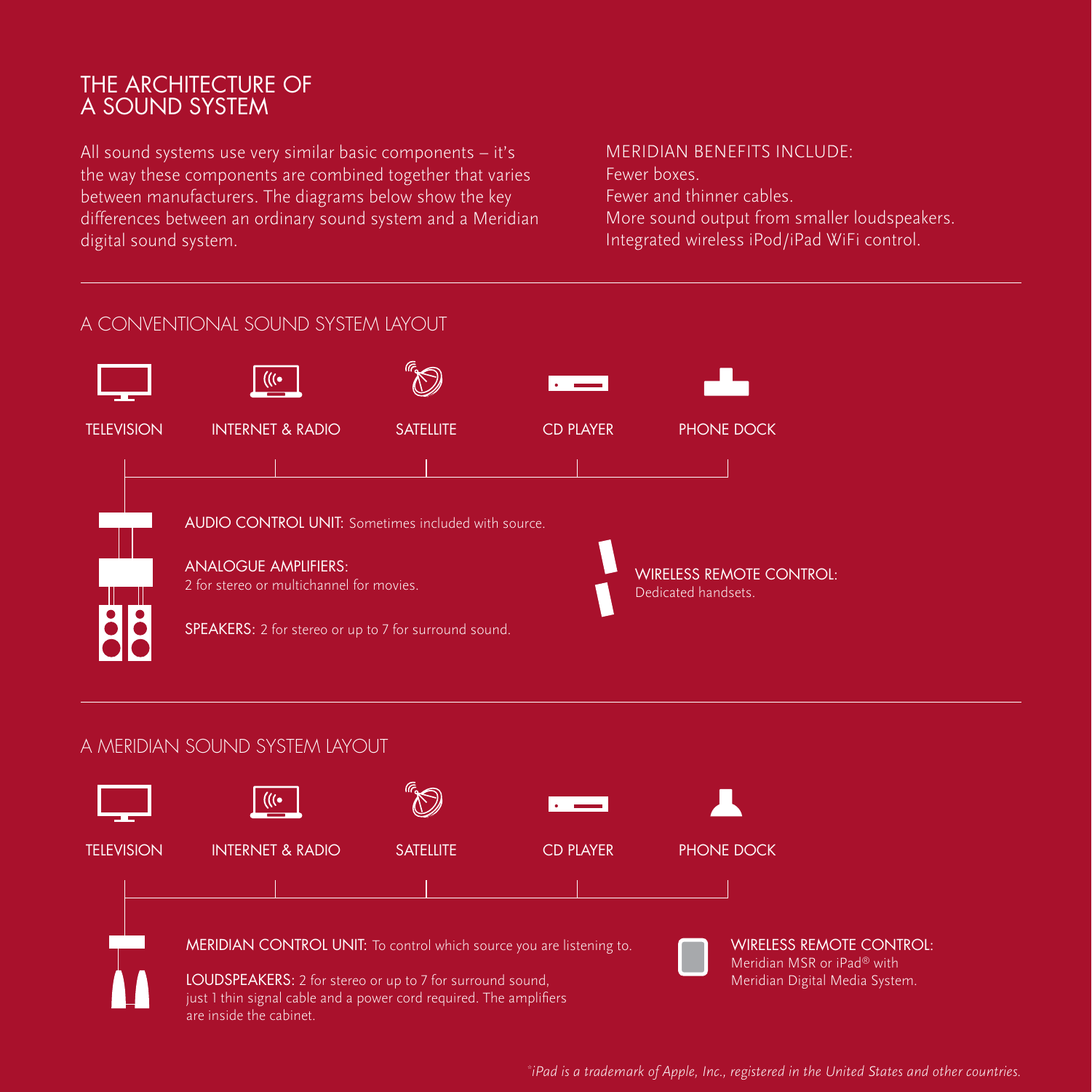# THE ARCHITECTURE OF A SOUND SYSTEM

All sound systems use very similar basic components – it's the way these components are combined together that varies between manufacturers. The diagrams below show the key differences between an ordinary sound system and a Meridian digital sound system.

MERIDIAN BENEFITS INCLUDE:
Fewer boxes.
Fewer and thinner cables.
More sound output from smaller loudspeakers.
Integrated wireless iPod/iPad WiFi control.

## A CONVENTIONAL SOUND SYSTEM LAYOUT

TELEVISION

INTERNET & RADIO

SATELLITE

CD PLAYER

PHONE DOCK

AUDIO CONTROL UNIT: Sometimes included with source.

ANALOGUE AMPLIFIERS:
2 for stereo or multichannel for movies.

SPEAKERS: 2 for stereo or up to 7 for surround sound.

WIRELESS REMOTE CONTROL:
Dedicated handsets.

## A MERIDIAN SOUND SYSTEM LAYOUT

TELEVISION

INTERNET & RADIO

SATELLITE

CD PLAYER

PHONE DOCK

MERIDIAN CONTROL UNIT: To control which source you are listening to.

LOUDSPEAKERS: 2 for stereo or up to 7 for surround sound, just 1 thin signal cable and a power cord required. The amplifiers are inside the cabinet.

WIRELESS REMOTE CONTROL:
Meridian MSR or iPad® with Meridian Digital Media System.

*iPad is a trademark of Apple, Inc., registered in the United States and other countries.*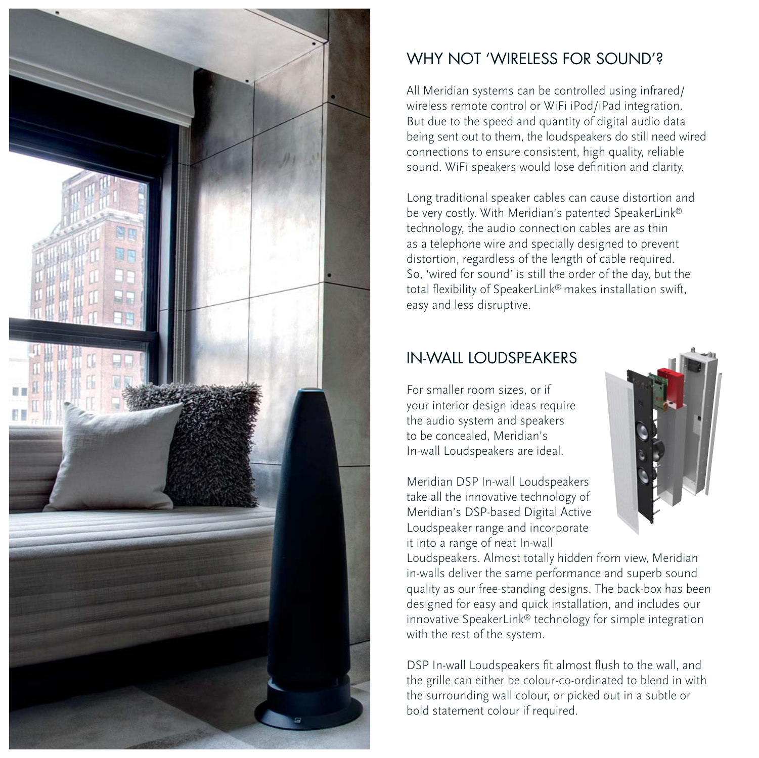## WHY NOT 'WIRELESS FOR SOUND'?

All Meridian systems can be controlled using infrared/ wireless remote control or WiFi iPod/iPad integration. But due to the speed and quantity of digital audio data being sent out to them, the loudspeakers do still need wired connections to ensure consistent, high quality, reliable sound. WiFi speakers would lose definition and clarity.

Long traditional speaker cables can cause distortion and be very costly. With Meridian's patented SpeakerLink® technology, the audio connection cables are as thin as a telephone wire and specially designed to prevent distortion, regardless of the length of cable required. So, 'wired for sound' is still the order of the day, but the total flexibility of SpeakerLink® makes installation swift, easy and less disruptive.

## IN-WALL LOUDSPEAKERS

For smaller room sizes, or if your interior design ideas require the audio system and speakers to be concealed, Meridian's In-wall Loudspeakers are ideal.

Meridian DSP In-wall Loudspeakers take all the innovative technology of Meridian's DSP-based Digital Active Loudspeaker range and incorporate it into a range of neat In-wall Loudspeakers. Almost totally hidden from view, Meridian in-walls deliver the same performance and superb sound quality as our free-standing designs. The back-box has been designed for easy and quick installation, and includes our innovative SpeakerLink® technology for simple integration with the rest of the system.

DSP In-wall Loudspeakers fit almost flush to the wall, and the grille can either be colour-co-ordinated to blend in with the surrounding wall colour, or picked out in a subtle or bold statement colour if required.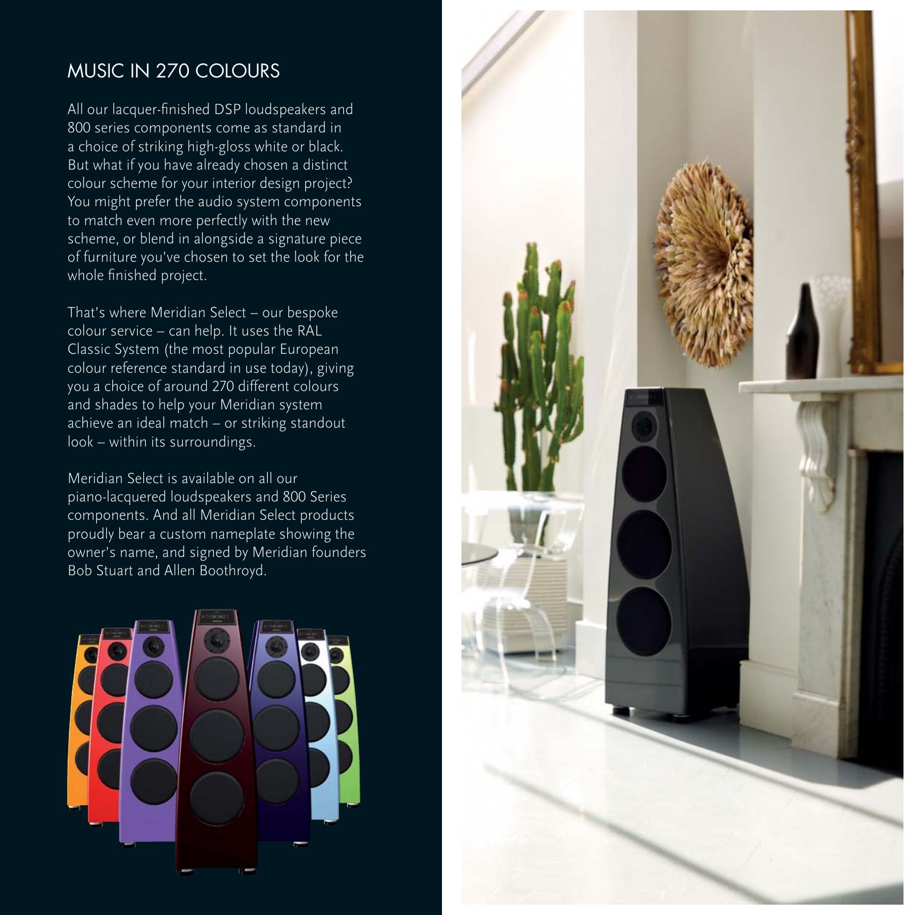## MUSIC IN 270 COLOURS

All our lacquer-finished DSP loudspeakers and 800 series components come as standard in a choice of striking high-gloss white or black. But what if you have already chosen a distinct colour scheme for your interior design project? You might prefer the audio system components to match even more perfectly with the new scheme, or blend in alongside a signature piece of furniture you've chosen to set the look for the whole finished project.

That's where Meridian Select – our bespoke colour service – can help. It uses the RAL Classic System (the most popular European colour reference standard in use today), giving you a choice of around 270 different colours and shades to help your Meridian system achieve an ideal match – or striking standout look – within its surroundings.

Meridian Select is available on all our piano-lacquered loudspeakers and 800 Series components. And all Meridian Select products proudly bear a custom nameplate showing the owner's name, and signed by Meridian founders Bob Stuart and Allen Boothroyd.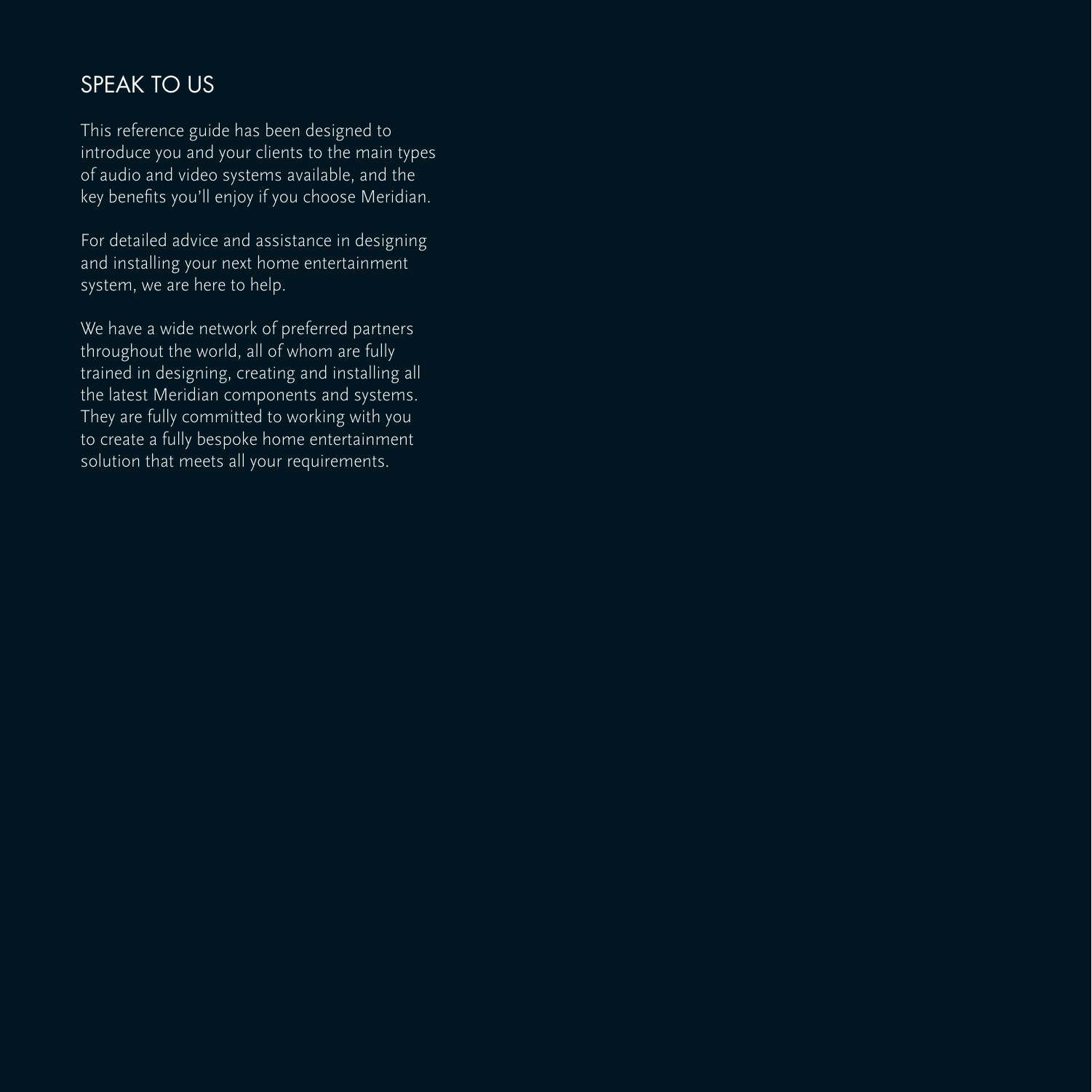# SPEAK TO US

This reference guide has been designed to introduce you and your clients to the main types of audio and video systems available, and the key benefits you'll enjoy if you choose Meridian.

For detailed advice and assistance in designing and installing your next home entertainment system, we are here to help.

We have a wide network of preferred partners throughout the world, all of whom are fully trained in designing, creating and installing all the latest Meridian components and systems. They are fully committed to working with you to create a fully bespoke home entertainment solution that meets all your requirements.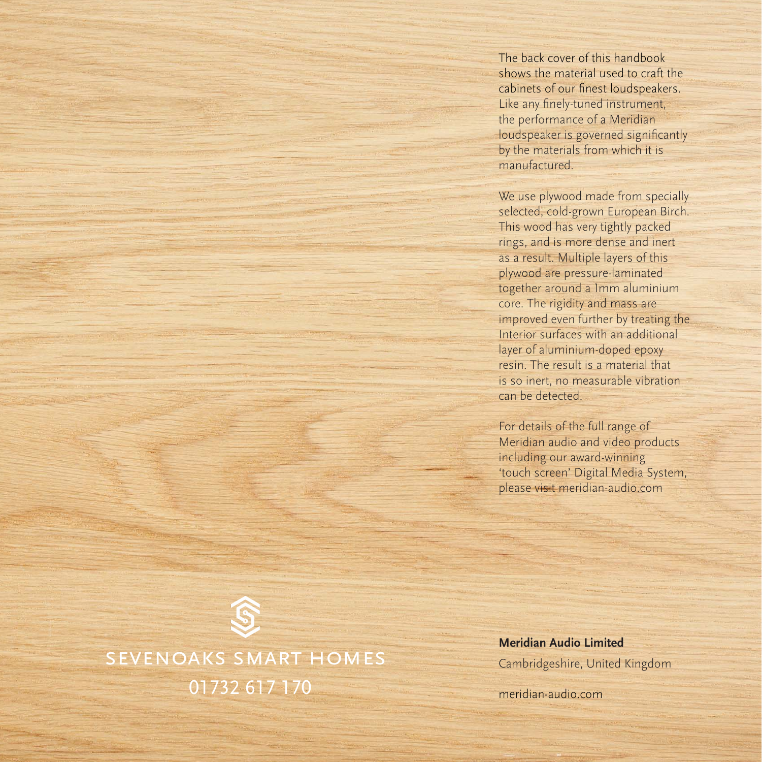The back cover of this handbook shows the material used to craft the cabinets of our finest loudspeakers. Like any finely-tuned instrument, the performance of a Meridian loudspeaker is governed significantly by the materials from which it is manufactured.

We use plywood made from specially selected, cold-grown European Birch. This wood has very tightly packed rings, and is more dense and inert as a result. Multiple layers of this plywood are pressure-laminated together around a 1mm aluminium core. The rigidity and mass are improved even further by treating the Interior surfaces with an additional layer of aluminium-doped epoxy resin. The result is a material that is so inert, no measurable vibration can be detected.

For details of the full range of Meridian audio and video products including our award-winning 'touch screen' Digital Media System, please visit meridian-audio.com

SEVENOAKS SMART HOMES

01732 617 170

**Meridian Audio Limited**

Cambridgeshire, United Kingdom

meridian-audio.com